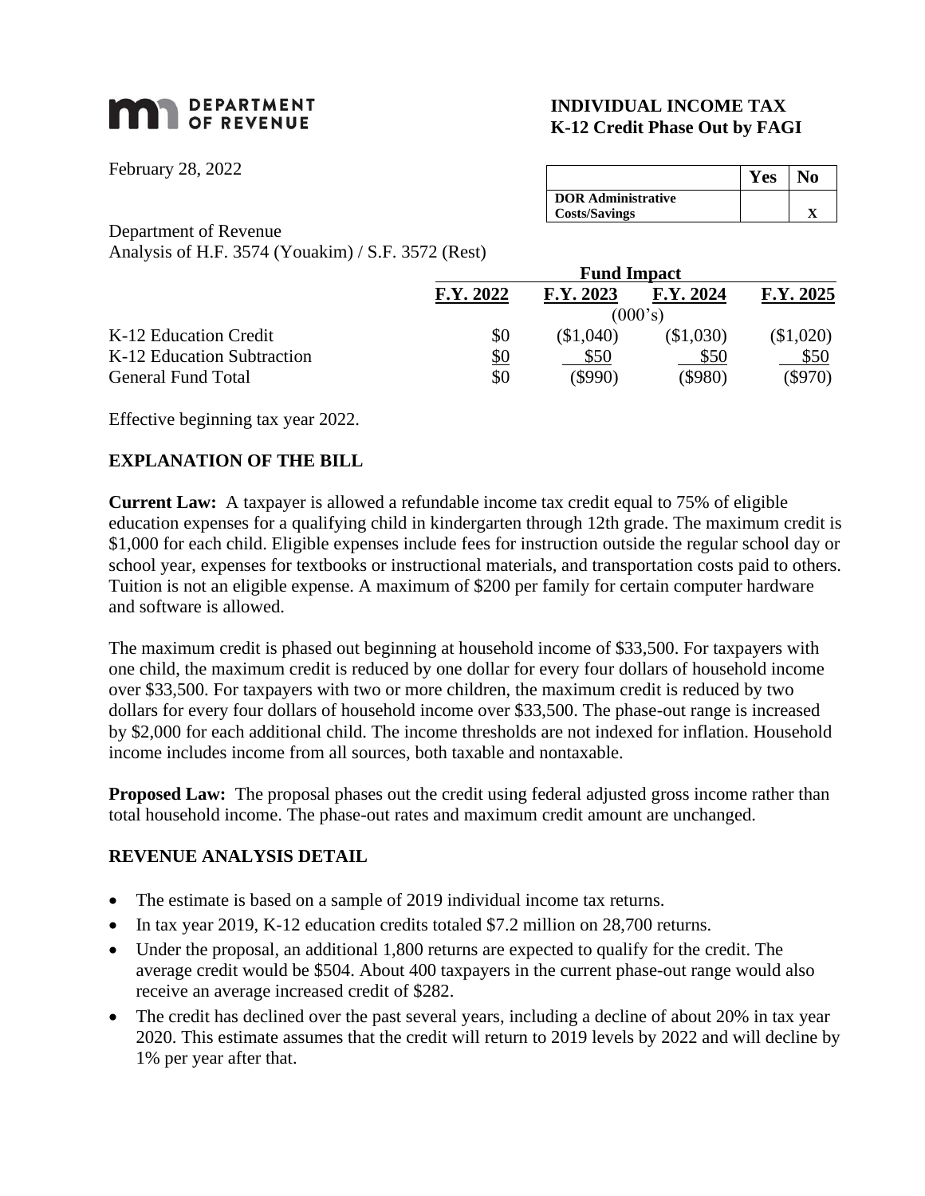DEPARTMENT OF REVENUE

**INDIVIDUAL INCOME TAX**
**K-12 Credit Phase Out by FAGI**

February 28, 2022

| | Yes | No |
|---|---|---|
| **DOR Administrative Costs/Savings** | | X |

Department of Revenue
Analysis of H.F. 3574 (Youakim) / S.F. 3572 (Rest)

| | Fund Impact | | | |
|---|---|---|---|---|
| | **F.Y. 2022** | **F.Y. 2023** | **F.Y. 2024** | **F.Y. 2025** |
| | (000's) | | | |
| K-12 Education Credit | $0 | ($1,040) | ($1,030) | ($1,020) |
| K-12 Education Subtraction | $0 | $50 | $50 | $50 |
| General Fund Total | $0 | ($990) | ($980) | ($970) |

Effective beginning tax year 2022.

## EXPLANATION OF THE BILL

**Current Law:** A taxpayer is allowed a refundable income tax credit equal to 75% of eligible education expenses for a qualifying child in kindergarten through 12th grade. The maximum credit is $1,000 for each child. Eligible expenses include fees for instruction outside the regular school day or school year, expenses for textbooks or instructional materials, and transportation costs paid to others. Tuition is not an eligible expense. A maximum of $200 per family for certain computer hardware and software is allowed.

The maximum credit is phased out beginning at household income of $33,500. For taxpayers with one child, the maximum credit is reduced by one dollar for every four dollars of household income over $33,500. For taxpayers with two or more children, the maximum credit is reduced by two dollars for every four dollars of household income over $33,500. The phase-out range is increased by $2,000 for each additional child. The income thresholds are not indexed for inflation. Household income includes income from all sources, both taxable and nontaxable.

**Proposed Law:** The proposal phases out the credit using federal adjusted gross income rather than total household income. The phase-out rates and maximum credit amount are unchanged.

## REVENUE ANALYSIS DETAIL

- The estimate is based on a sample of 2019 individual income tax returns.
- In tax year 2019, K-12 education credits totaled $7.2 million on 28,700 returns.
- Under the proposal, an additional 1,800 returns are expected to qualify for the credit. The average credit would be $504. About 400 taxpayers in the current phase-out range would also receive an average increased credit of $282.
- The credit has declined over the past several years, including a decline of about 20% in tax year 2020. This estimate assumes that the credit will return to 2019 levels by 2022 and will decline by 1% per year after that.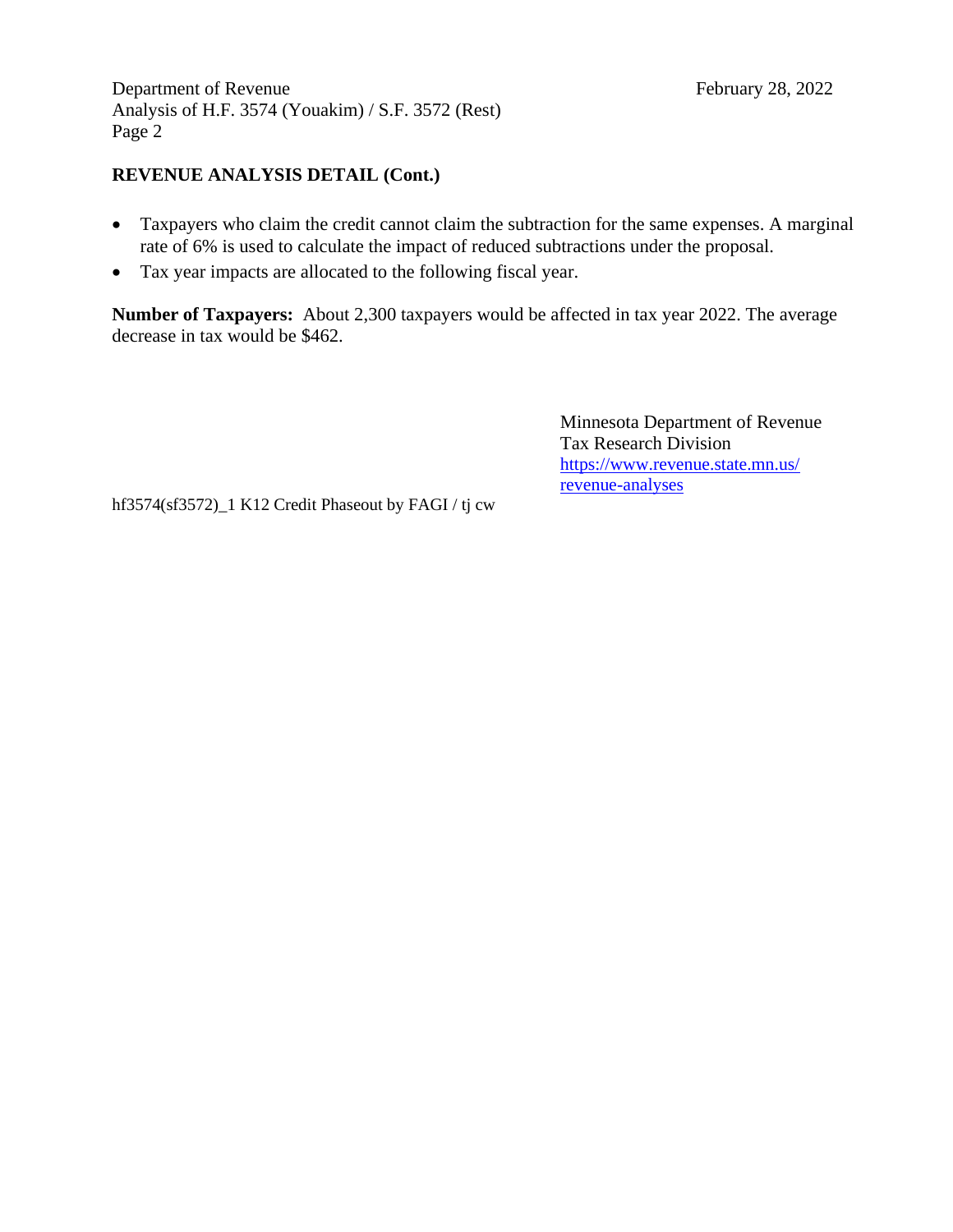## REVENUE ANALYSIS DETAIL (Cont.)

- Taxpayers who claim the credit cannot claim the subtraction for the same expenses. A marginal rate of 6% is used to calculate the impact of reduced subtractions under the proposal.
- Tax year impacts are allocated to the following fiscal year.

**Number of Taxpayers:** About 2,300 taxpayers would be affected in tax year 2022. The average decrease in tax would be $462.

Minnesota Department of Revenue
Tax Research Division
https://www.revenue.state.mn.us/revenue-analyses

hf3574(sf3572)_1 K12 Credit Phaseout by FAGI / tj cw